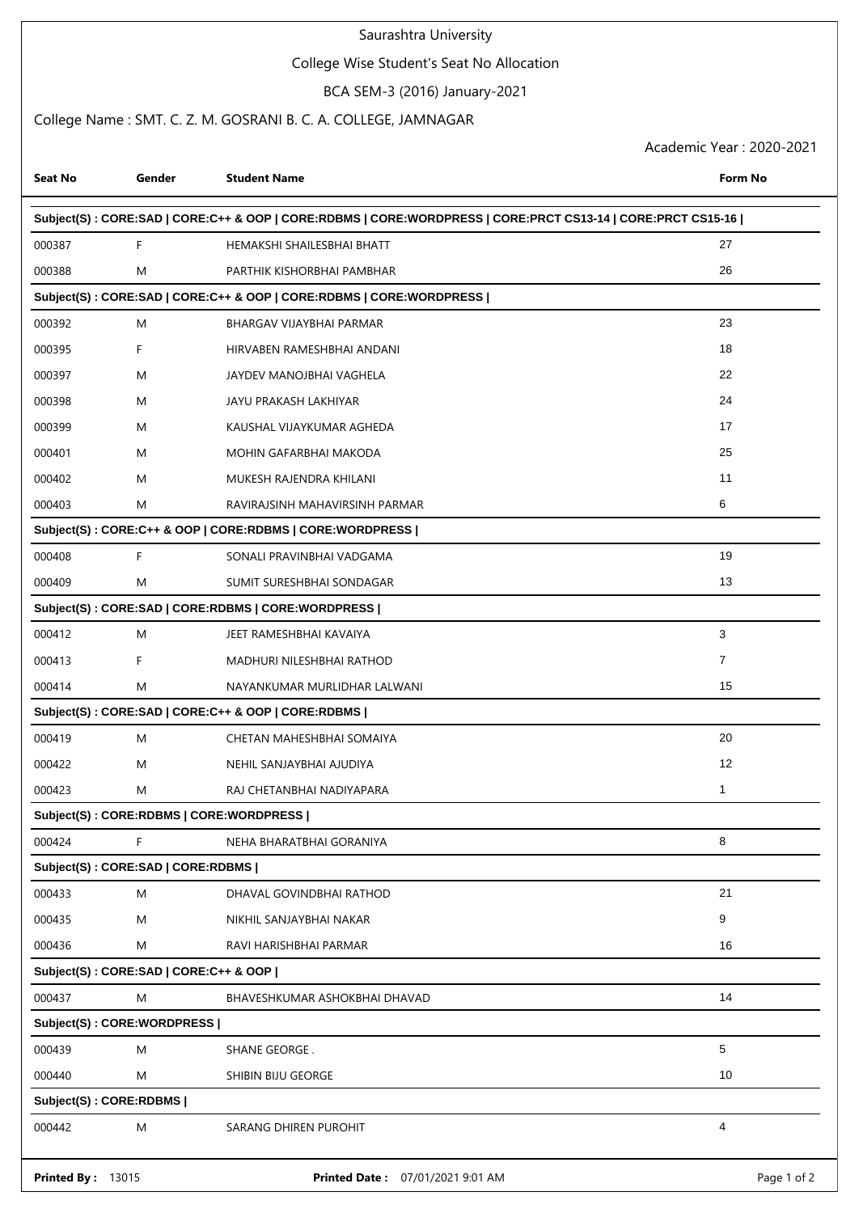# Saurashtra University

## College Wise Student's Seat No Allocation

### BCA SEM-3 (2016) January-2021

College Name : SMT. C. Z. M. GOSRANI B. C. A. COLLEGE, JAMNAGAR

Academic Year : 2020-2021

| Seat No | Gender | Student Name | Form No |
|---|---|---|---|
| **Subject(S) : CORE:SAD \| CORE:C++ & OOP \| CORE:RDBMS \| CORE:WORDPRESS \| CORE:PRCT CS13-14 \| CORE:PRCT CS15-16 \|** | | | |
| 000387 | F | HEMAKSHI SHAILESBHAI BHATT | 27 |
| 000388 | M | PARTHIK KISHORBHAI PAMBHAR | 26 |
| **Subject(S) : CORE:SAD \| CORE:C++ & OOP \| CORE:RDBMS \| CORE:WORDPRESS \|** | | | |
| 000392 | M | BHARGAV VIJAYBHAI PARMAR | 23 |
| 000395 | F | HIRVABEN RAMESHBHAI ANDANI | 18 |
| 000397 | M | JAYDEV MANOJBHAI VAGHELA | 22 |
| 000398 | M | JAYU PRAKASH LAKHIYAR | 24 |
| 000399 | M | KAUSHAL VIJAYKUMAR AGHEDA | 17 |
| 000401 | M | MOHIN GAFARBHAI MAKODA | 25 |
| 000402 | M | MUKESH RAJENDRA KHILANI | 11 |
| 000403 | M | RAVIRAJSINH MAHAVIRSINH PARMAR | 6 |
| **Subject(S) : CORE:C++ & OOP \| CORE:RDBMS \| CORE:WORDPRESS \|** | | | |
| 000408 | F | SONALI PRAVINBHAI VADGAMA | 19 |
| 000409 | M | SUMIT SURESHBHAI SONDAGAR | 13 |
| **Subject(S) : CORE:SAD \| CORE:RDBMS \| CORE:WORDPRESS \|** | | | |
| 000412 | M | JEET RAMESHBHAI KAVAIYA | 3 |
| 000413 | F | MADHURI NILESHBHAI RATHOD | 7 |
| 000414 | M | NAYANKUMAR MURLIDHAR LALWANI | 15 |
| **Subject(S) : CORE:SAD \| CORE:C++ & OOP \| CORE:RDBMS \|** | | | |
| 000419 | M | CHETAN MAHESHBHAI SOMAIYA | 20 |
| 000422 | M | NEHIL SANJAYBHAI AJUDIYA | 12 |
| 000423 | M | RAJ CHETANBHAI NADIYAPARA | 1 |
| **Subject(S) : CORE:RDBMS \| CORE:WORDPRESS \|** | | | |
| 000424 | F | NEHA BHARATBHAI GORANIYA | 8 |
| **Subject(S) : CORE:SAD \| CORE:RDBMS \|** | | | |
| 000433 | M | DHAVAL GOVINDBHAI RATHOD | 21 |
| 000435 | M | NIKHIL SANJAYBHAI NAKAR | 9 |
| 000436 | M | RAVI HARISHBHAI PARMAR | 16 |
| **Subject(S) : CORE:SAD \| CORE:C++ & OOP \|** | | | |
| 000437 | M | BHAVESHKUMAR ASHOKBHAI DHAVAD | 14 |
| **Subject(S) : CORE:WORDPRESS \|** | | | |
| 000439 | M | SHANE GEORGE . | 5 |
| 000440 | M | SHIBIN BIJU GEORGE | 10 |
| **Subject(S) : CORE:RDBMS \|** | | | |
| 000442 | M | SARANG DHIREN PUROHIT | 4 |

**Printed By :** 13015 **Printed Date :** 07/01/2021 9:01 AM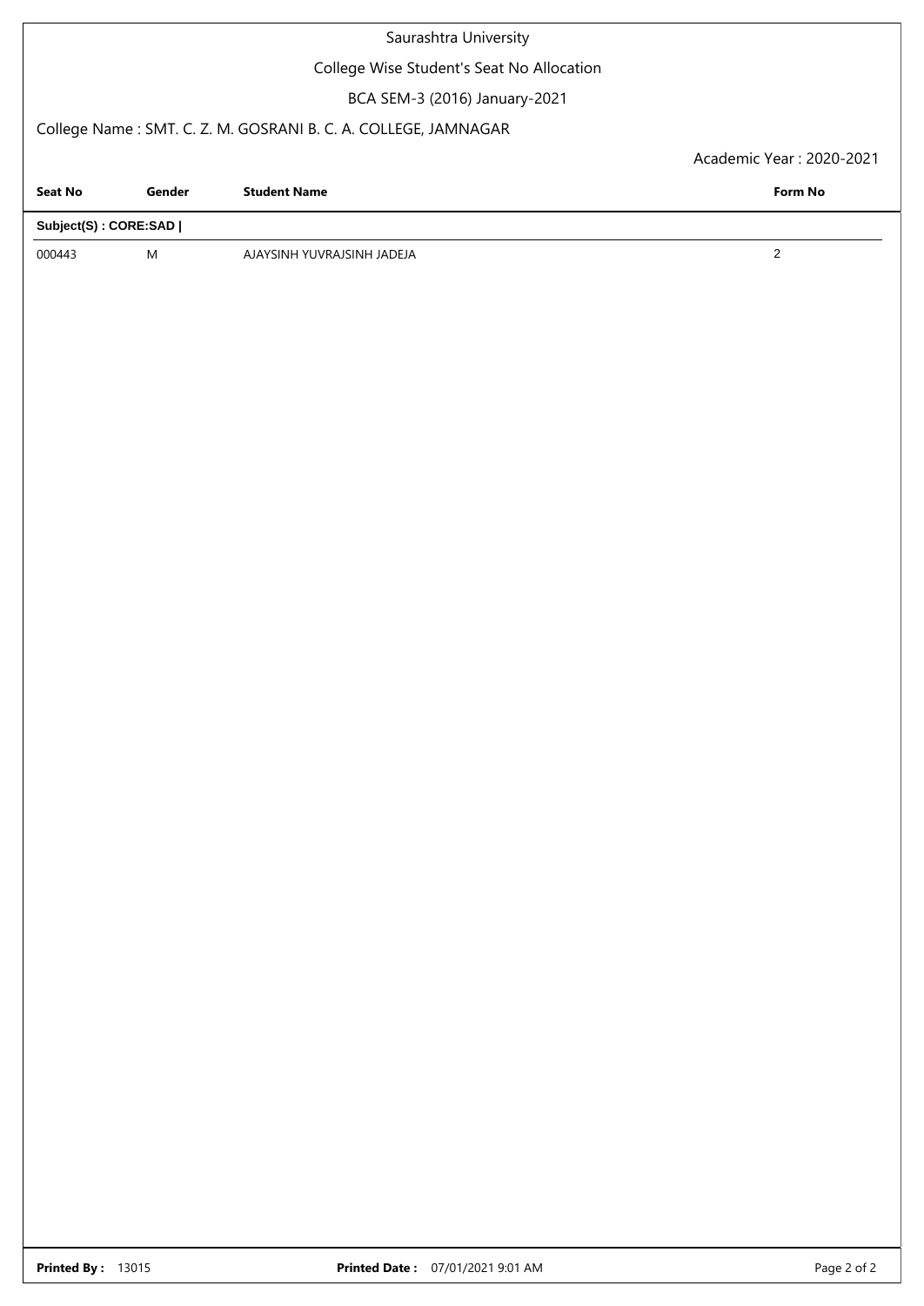Saurashtra University

College Wise Student's Seat No Allocation

BCA SEM-3 (2016) January-2021

College Name : SMT. C. Z. M. GOSRANI B. C. A. COLLEGE, JAMNAGAR

Academic Year : 2020-2021

| Seat No | Gender | Student Name | Form No |
|---|---|---|---|
| **Subject(S) : CORE:SAD \|** | | | |
| 000443 | M | AJAYSINH YUVRAJSINH JADEJA | 2 |

**Printed By :** 13015 **Printed Date :** 07/01/2021 9:01 AM